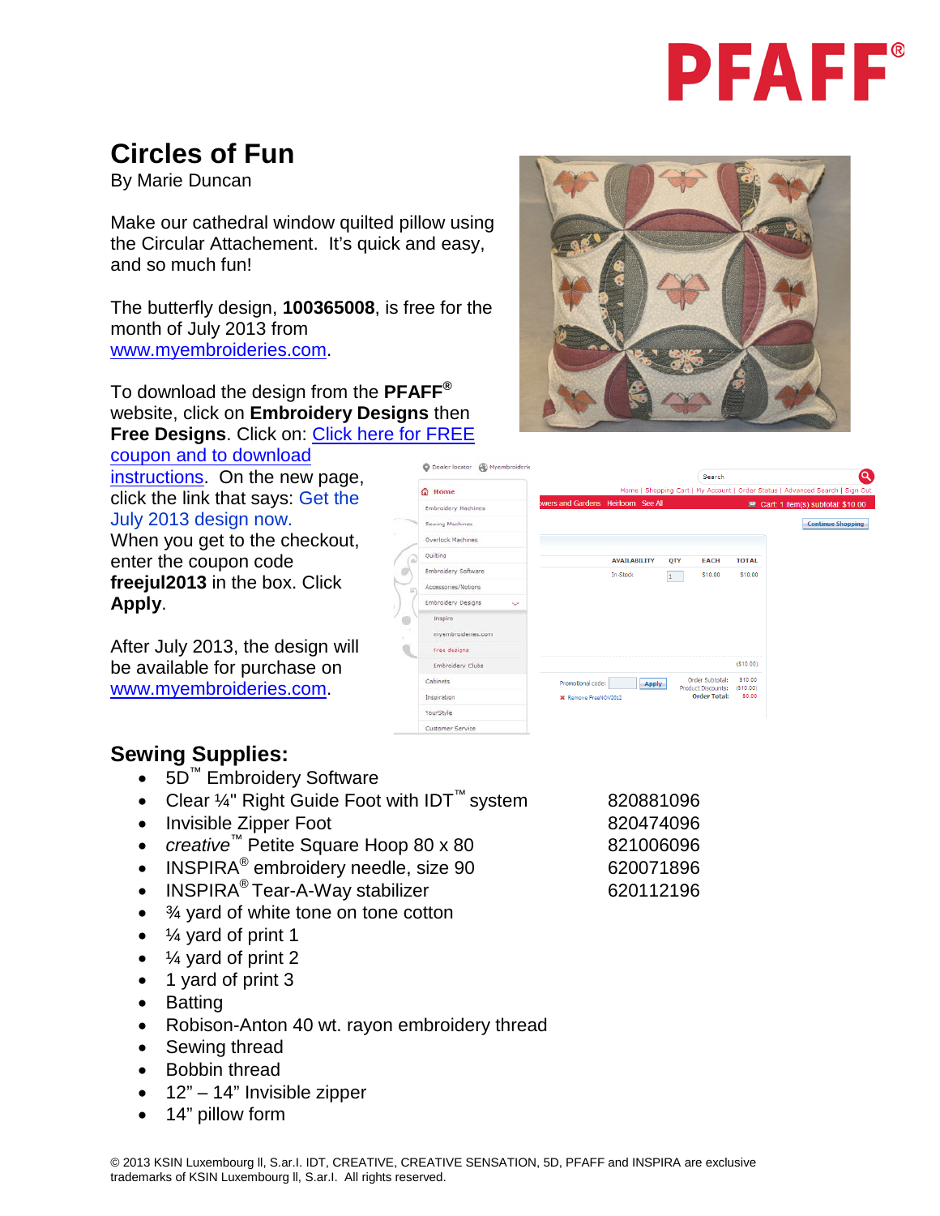# Circles of Fun

By Marie Duncan

Make our cathedral window quilted pillow using the Circular Attachement. It's quick and easy, and so much fun!

The butterfly design, **100365008**, is free for the month of July 2013 from www.myembroideries.com.

To download the design from the **PFAFF®** website, click on **Embroidery Designs** then **Free Designs**. Click on: Click here for FREE coupon and to download instructions. On the new page, click the link that says: Get the July 2013 design now. When you get to the checkout, enter the coupon code **freejul2013** in the box. Click **Apply**.

After July 2013, the design will be available for purchase on www.myembroideries.com.

## Sewing Supplies:

- 5D™ Embroidery Software
- Clear ¼" Right Guide Foot with IDT™ system — 820881096
- Invisible Zipper Foot — 820474096
- *creative*™ Petite Square Hoop 80 x 80 — 821006096
- INSPIRA® embroidery needle, size 90 — 620071896
- INSPIRA® Tear-A-Way stabilizer — 620112196
- ¾ yard of white tone on tone cotton
- ¼ yard of print 1
- ¼ yard of print 2
- 1 yard of print 3
- Batting
- Robison-Anton 40 wt. rayon embroidery thread
- Sewing thread
- Bobbin thread
- 12" – 14" Invisible zipper
- 14" pillow form

© 2013 KSIN Luxembourg ll, S.ar.l. IDT, CREATIVE, CREATIVE SENSATION, 5D, PFAFF and INSPIRA are exclusive trademarks of KSIN Luxembourg ll, S.ar.l. All rights reserved.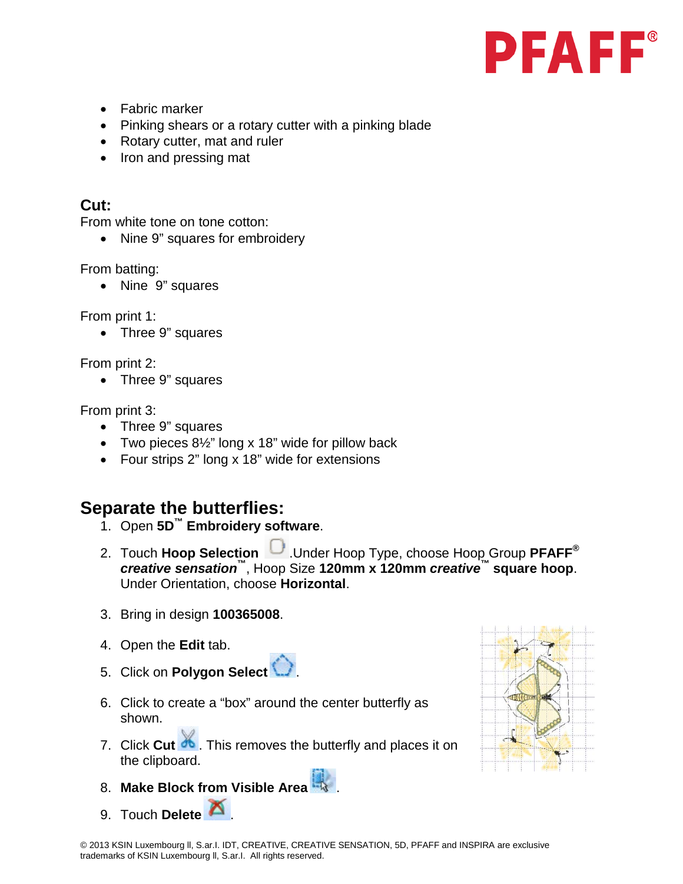- Fabric marker
- Pinking shears or a rotary cutter with a pinking blade
- Rotary cutter, mat and ruler
- Iron and pressing mat

### Cut:

From white tone on tone cotton:

- Nine 9" squares for embroidery

From batting:

- Nine 9" squares

From print 1:

- Three 9" squares

From print 2:

- Three 9" squares

From print 3:

- Three 9" squares
- Two pieces 8½" long x 18" wide for pillow back
- Four strips 2" long x 18" wide for extensions

## Separate the butterflies:

1. Open **5D™ Embroidery software**.
2. Touch **Hoop Selection** . Under Hoop Type, choose Hoop Group **PFAFF® *creative sensation*™**, Hoop Size **120mm x 120mm *creative*™ square hoop**. Under Orientation, choose **Horizontal**.
3. Bring in design **100365008**.
4. Open the **Edit** tab.
5. Click on **Polygon Select** .
6. Click to create a "box" around the center butterfly as shown.
7. Click **Cut** . This removes the butterfly and places it on the clipboard.
8. **Make Block from Visible Area** .
9. Touch **Delete** .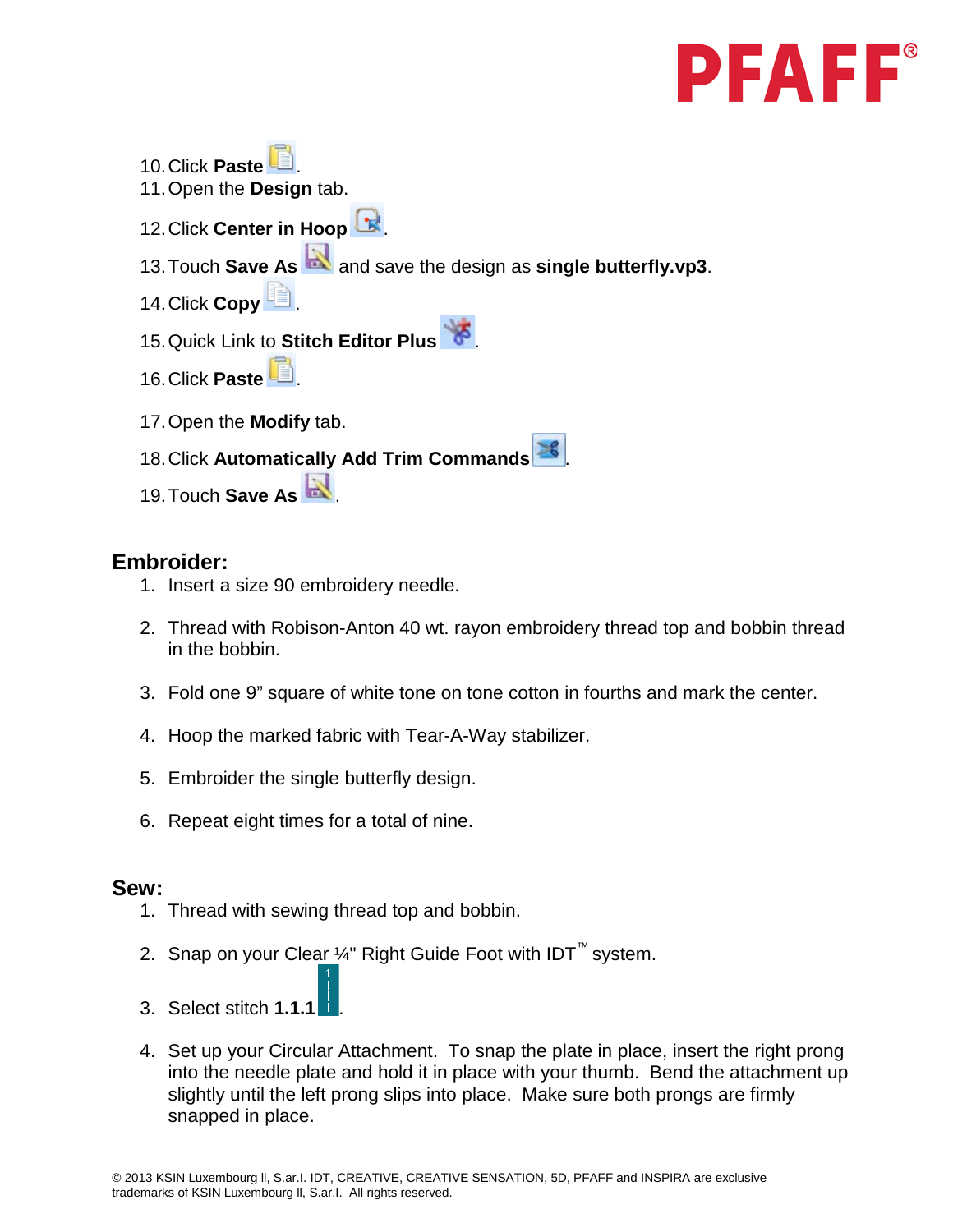10. Click **Paste** .
11. Open the **Design** tab.
12. Click **Center in Hoop** .
13. Touch **Save As**  and save the design as **single butterfly.vp3**.
14. Click **Copy** .
15. Quick Link to **Stitch Editor Plus** .
16. Click **Paste** .
17. Open the **Modify** tab.
18. Click **Automatically Add Trim Commands** .
19. Touch **Save As** .

## Embroider:

1. Insert a size 90 embroidery needle.
2. Thread with Robison-Anton 40 wt. rayon embroidery thread top and bobbin thread in the bobbin.
3. Fold one 9" square of white tone on tone cotton in fourths and mark the center.
4. Hoop the marked fabric with Tear-A-Way stabilizer.
5. Embroider the single butterfly design.
6. Repeat eight times for a total of nine.

## Sew:

1. Thread with sewing thread top and bobbin.
2. Snap on your Clear ¼" Right Guide Foot with IDT™ system.
3. Select stitch **1.1.1** .
4. Set up your Circular Attachment. To snap the plate in place, insert the right prong into the needle plate and hold it in place with your thumb. Bend the attachment up slightly until the left prong slips into place. Make sure both prongs are firmly snapped in place.

© 2013 KSIN Luxembourg ll, S.ar.l. IDT, CREATIVE, CREATIVE SENSATION, 5D, PFAFF and INSPIRA are exclusive trademarks of KSIN Luxembourg ll, S.ar.l. All rights reserved.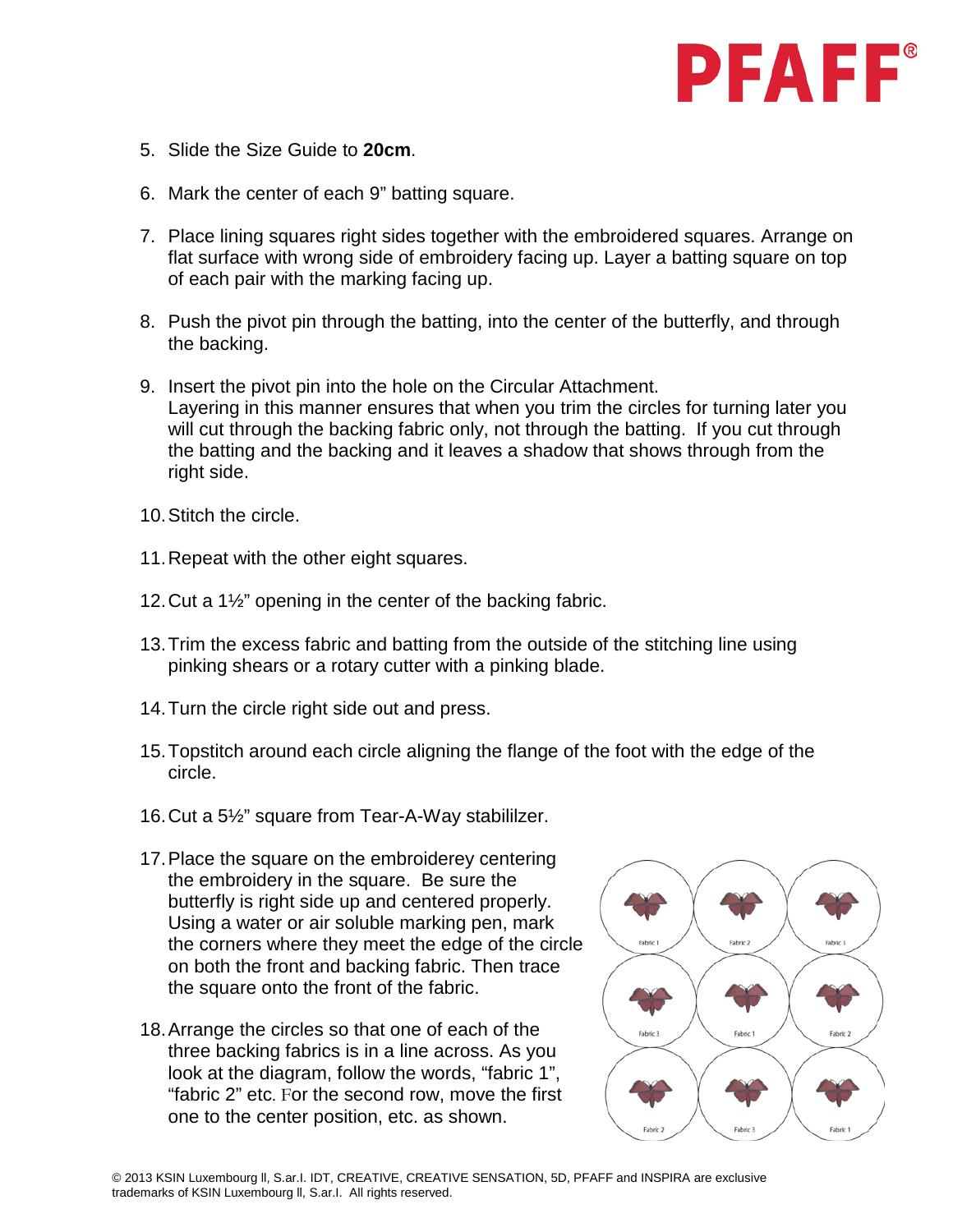5. Slide the Size Guide to **20cm**.

6. Mark the center of each 9" batting square.

7. Place lining squares right sides together with the embroidered squares. Arrange on flat surface with wrong side of embroidery facing up. Layer a batting square on top of each pair with the marking facing up.

8. Push the pivot pin through the batting, into the center of the butterfly, and through the backing.

9. Insert the pivot pin into the hole on the Circular Attachment.
   Layering in this manner ensures that when you trim the circles for turning later you will cut through the backing fabric only, not through the batting. If you cut through the batting and the backing and it leaves a shadow that shows through from the right side.

10. Stitch the circle.

11. Repeat with the other eight squares.

12. Cut a 1½" opening in the center of the backing fabric.

13. Trim the excess fabric and batting from the outside of the stitching line using pinking shears or a rotary cutter with a pinking blade.

14. Turn the circle right side out and press.

15. Topstitch around each circle aligning the flange of the foot with the edge of the circle.

16. Cut a 5½" square from Tear-A-Way stabililzer.

17. Place the square on the embroiderey centering the embroidery in the square. Be sure the butterfly is right side up and centered properly. Using a water or air soluble marking pen, mark the corners where they meet the edge of the circle on both the front and backing fabric. Then trace the square onto the front of the fabric.

18. Arrange the circles so that one of each of the three backing fabrics is in a line across. As you look at the diagram, follow the words, "fabric 1", "fabric 2" etc. For the second row, move the first one to the center position, etc. as shown.

© 2013 KSIN Luxembourg ll, S.ar.l. IDT, CREATIVE, CREATIVE SENSATION, 5D, PFAFF and INSPIRA are exclusive trademarks of KSIN Luxembourg ll, S.ar.l. All rights reserved.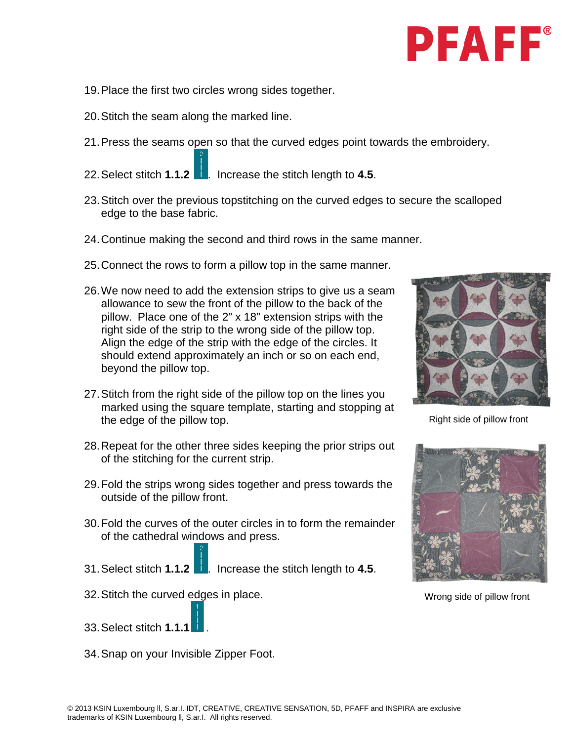19. Place the first two circles wrong sides together.

20. Stitch the seam along the marked line.

21. Press the seams open so that the curved edges point towards the embroidery.

22. Select stitch **1.1.2** . Increase the stitch length to **4.5**.

23. Stitch over the previous topstitching on the curved edges to secure the scalloped edge to the base fabric.

24. Continue making the second and third rows in the same manner.

25. Connect the rows to form a pillow top in the same manner.

26. We now need to add the extension strips to give us a seam allowance to sew the front of the pillow to the back of the pillow. Place one of the 2" x 18" extension strips with the right side of the strip to the wrong side of the pillow top. Align the edge of the strip with the edge of the circles. It should extend approximately an inch or so on each end, beyond the pillow top.

27. Stitch from the right side of the pillow top on the lines you marked using the square template, starting and stopping at the edge of the pillow top.

28. Repeat for the other three sides keeping the prior strips out of the stitching for the current strip.

29. Fold the strips wrong sides together and press towards the outside of the pillow front.

30. Fold the curves of the outer circles in to form the remainder of the cathedral windows and press.

31. Select stitch **1.1.2** . Increase the stitch length to **4.5**.

32. Stitch the curved edges in place.

33. Select stitch **1.1.1** .

34. Snap on your Invisible Zipper Foot.

Right side of pillow front

Wrong side of pillow front

© 2013 KSIN Luxembourg ll, S.ar.l. IDT, CREATIVE, CREATIVE SENSATION, 5D, PFAFF and INSPIRA are exclusive trademarks of KSIN Luxembourg ll, S.ar.l. All rights reserved.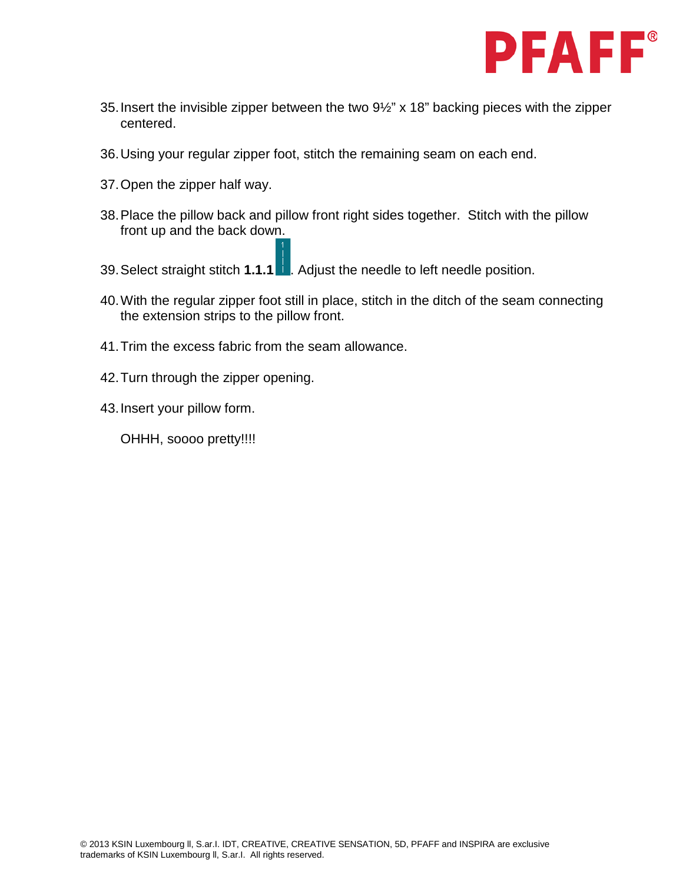35. Insert the invisible zipper between the two 9½" x 18" backing pieces with the zipper centered.

36. Using your regular zipper foot, stitch the remaining seam on each end.

37. Open the zipper half way.

38. Place the pillow back and pillow front right sides together. Stitch with the pillow front up and the back down.

39. Select straight stitch **1.1.1**. Adjust the needle to left needle position.

40. With the regular zipper foot still in place, stitch in the ditch of the seam connecting the extension strips to the pillow front.

41. Trim the excess fabric from the seam allowance.

42. Turn through the zipper opening.

43. Insert your pillow form.

    OHHH, soooo pretty!!!!

© 2013 KSIN Luxembourg ll, S.ar.l. IDT, CREATIVE, CREATIVE SENSATION, 5D, PFAFF and INSPIRA are exclusive trademarks of KSIN Luxembourg ll, S.ar.l. All rights reserved.